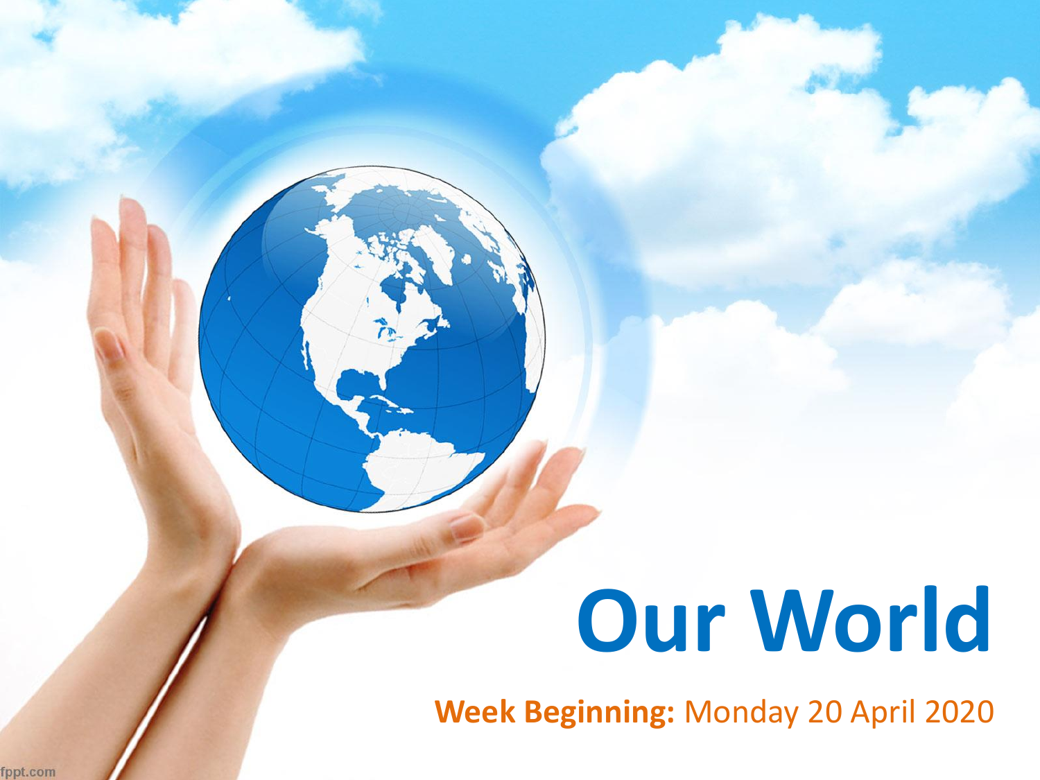# Our World

**Week Beginning:** Monday 20 April 2020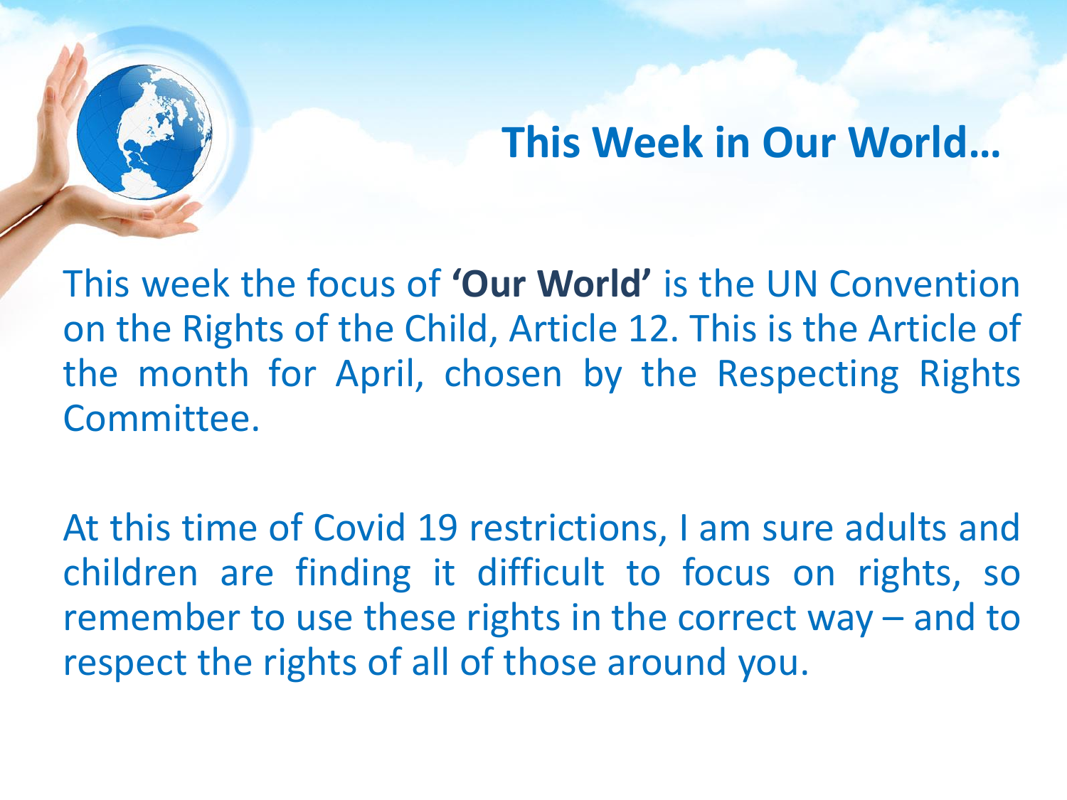# This Week in Our World…

This week the focus of **'Our World'** is the UN Convention on the Rights of the Child, Article 12. This is the Article of the month for April, chosen by the Respecting Rights Committee.

At this time of Covid 19 restrictions, I am sure adults and children are finding it difficult to focus on rights, so remember to use these rights in the correct way – and to respect the rights of all of those around you.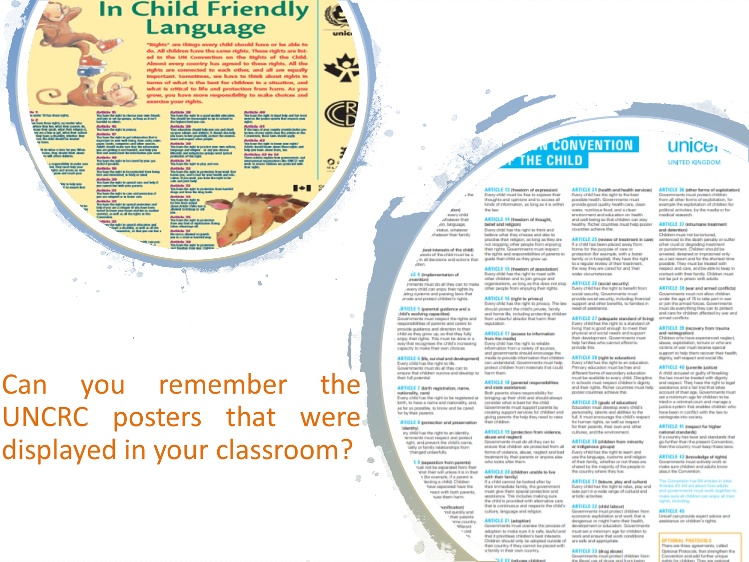Can you remember the UNCRC posters that were displayed in your classroom?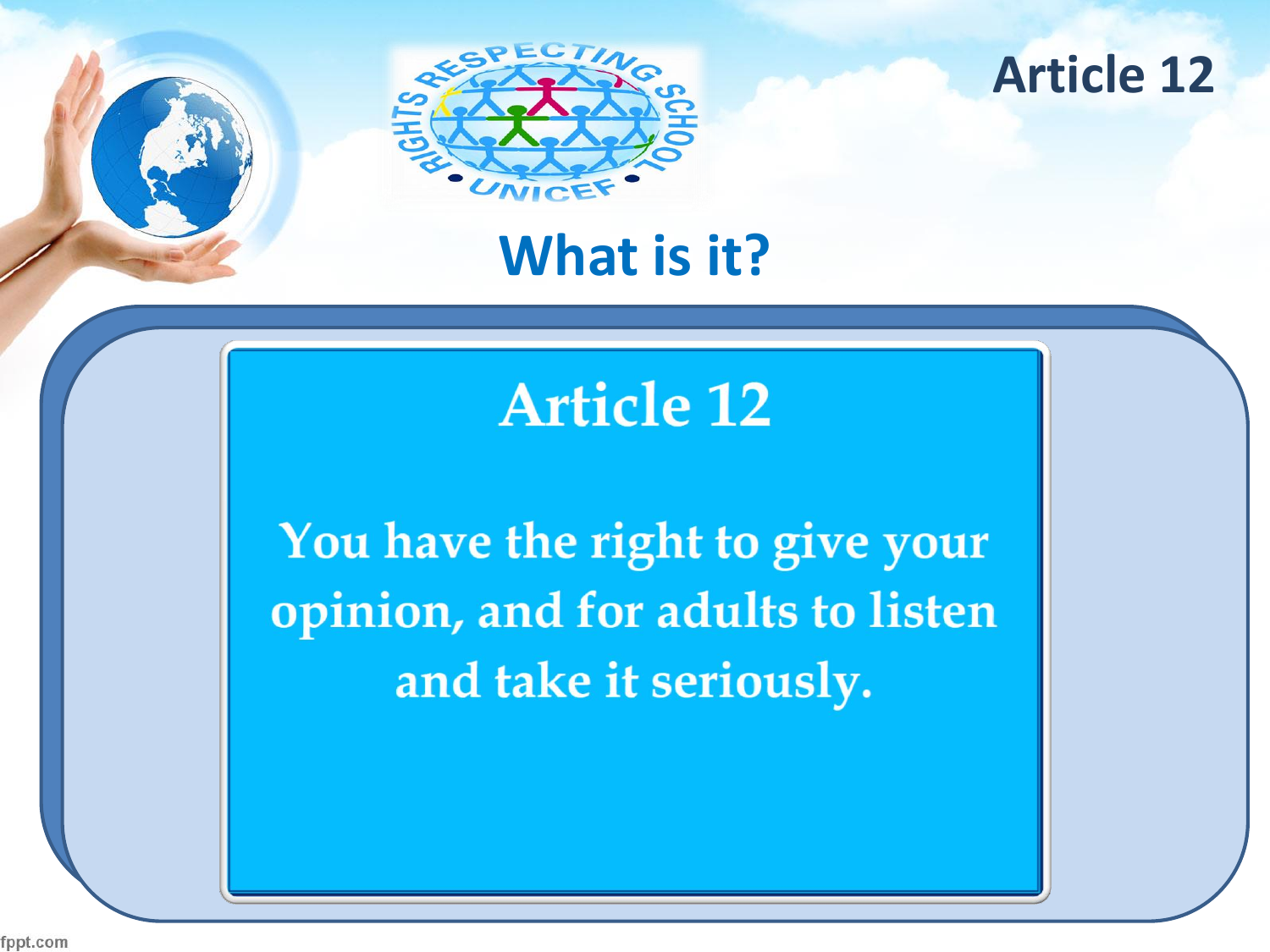# Article 12

## What is it?

### Article 12

You have the right to give your opinion, and for adults to listen and take it seriously.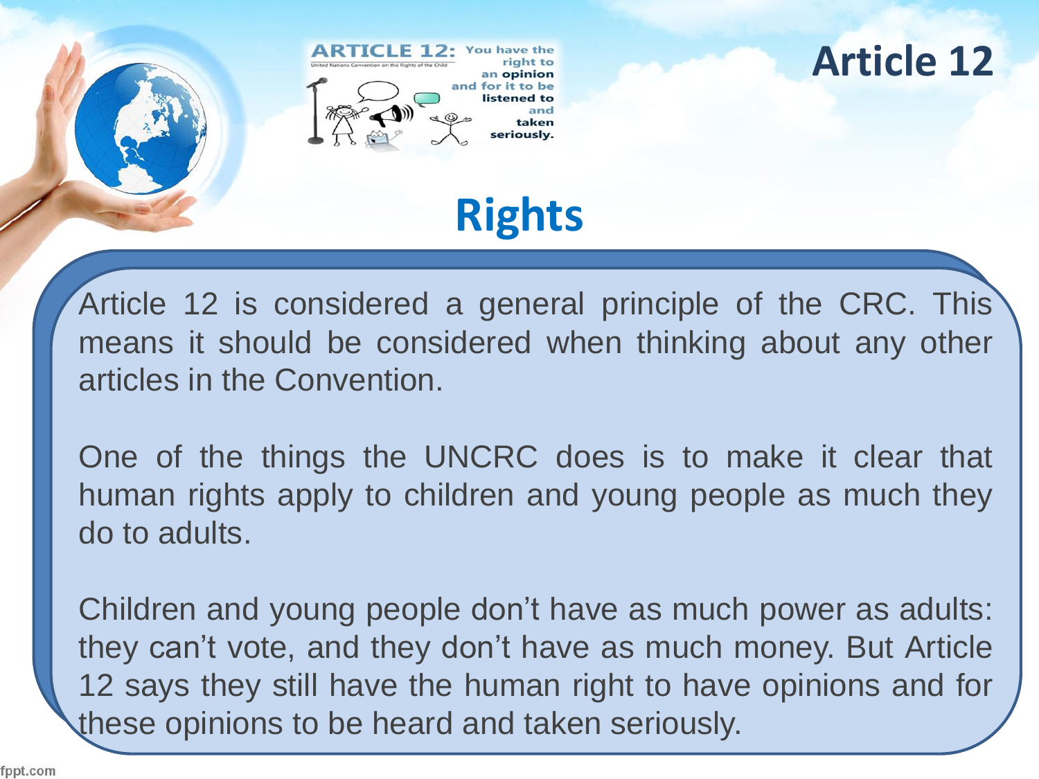# Article 12

ARTICLE 12: You have the right to an opinion and for it to be listened to and taken seriously.

United Nations Convention on the Rights of the Child

## Rights

Article 12 is considered a general principle of the CRC. This means it should be considered when thinking about any other articles in the Convention.

One of the things the UNCRC does is to make it clear that human rights apply to children and young people as much they do to adults.

Children and young people don't have as much power as adults: they can't vote, and they don't have as much money. But Article 12 says they still have the human right to have opinions and for these opinions to be heard and taken seriously.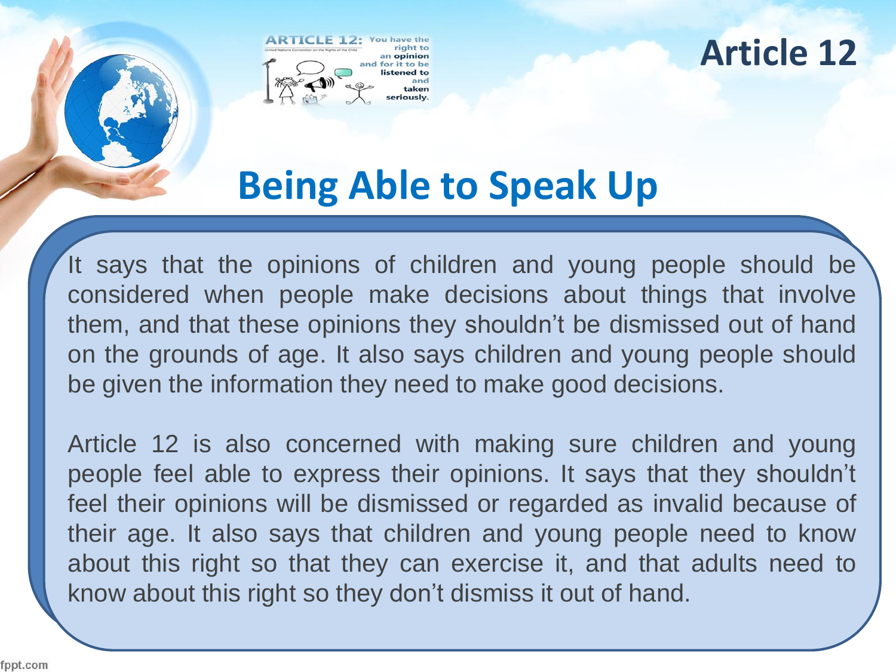# Article 12

## Being Able to Speak Up

It says that the opinions of children and young people should be considered when people make decisions about things that involve them, and that these opinions they shouldn't be dismissed out of hand on the grounds of age. It also says children and young people should be given the information they need to make good decisions.

Article 12 is also concerned with making sure children and young people feel able to express their opinions. It says that they shouldn't feel their opinions will be dismissed or regarded as invalid because of their age. It also says that children and young people need to know about this right so that they can exercise it, and that adults need to know about this right so they don't dismiss it out of hand.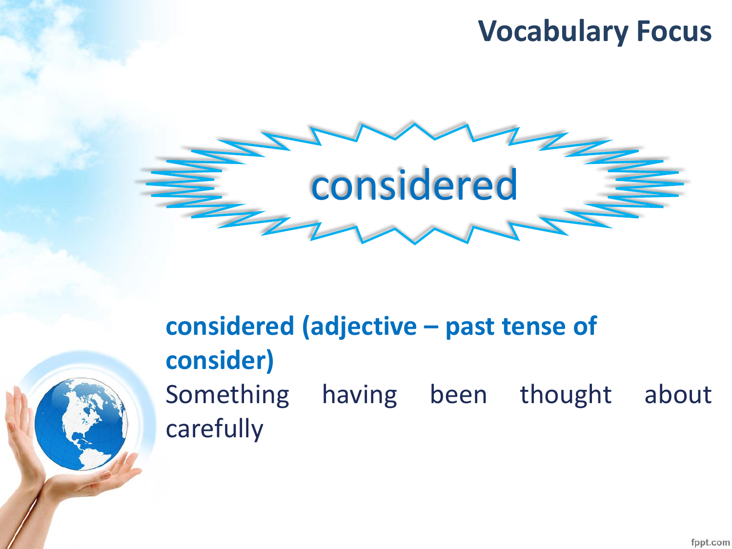# Vocabulary Focus

considered

**considered (adjective – past tense of consider)**

Something having been thought about carefully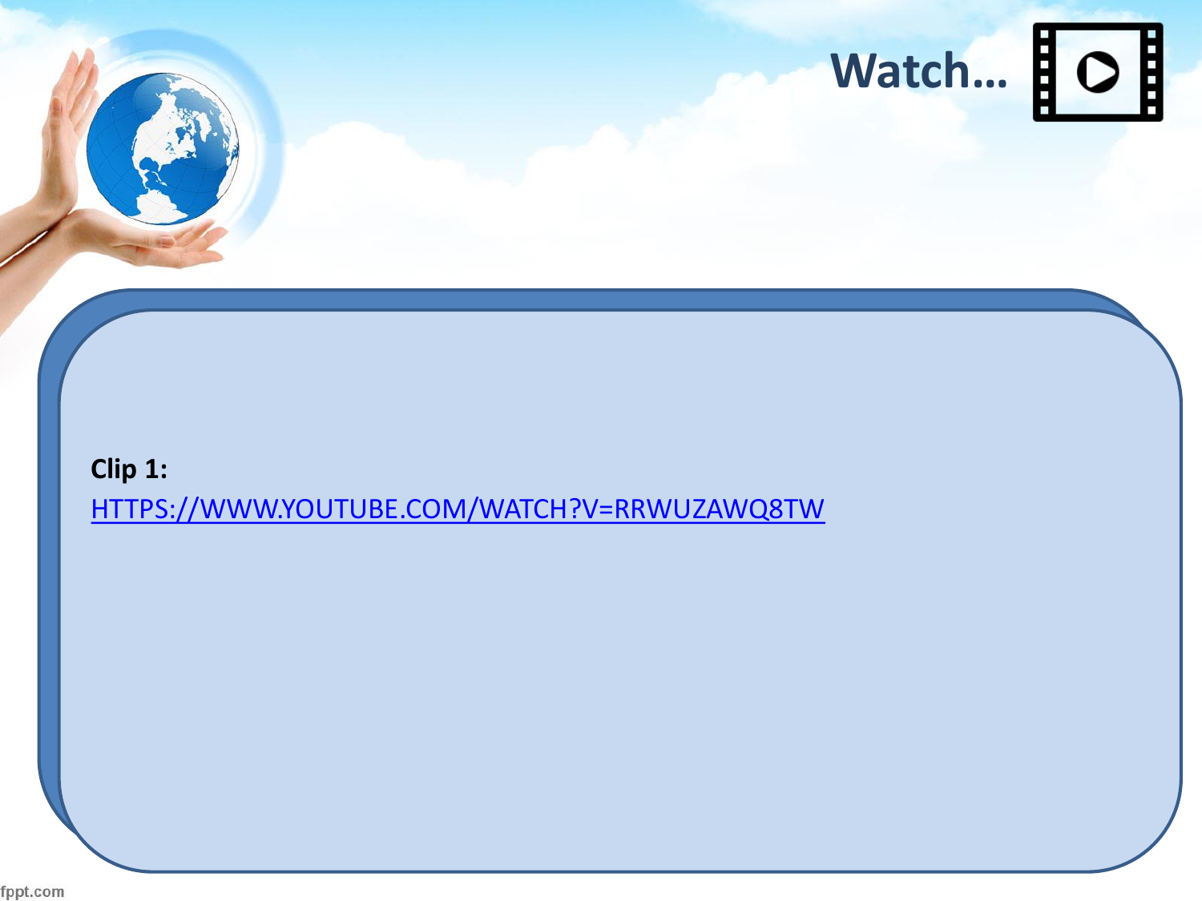# Watch…

**Clip 1:**

HTTPS://WWW.YOUTUBE.COM/WATCH?V=RRWUZAWQ8TW